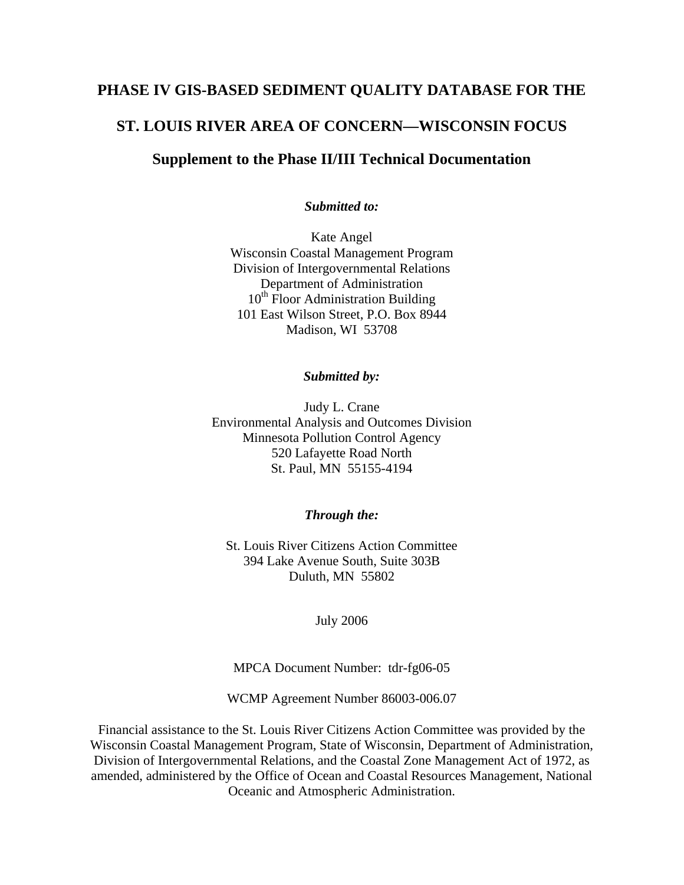# PHASE IV GIS-BASED SEDIMENT QUALITY DATABASE FOR THE ST. LOUIS RIVER AREA OF CONCERN—WISCONSIN FOCUS

## Supplement to the Phase II/III Technical Documentation

***Submitted to:***

Kate Angel
Wisconsin Coastal Management Program
Division of Intergovernmental Relations
Department of Administration
10th Floor Administration Building
101 East Wilson Street, P.O. Box 8944
Madison, WI 53708

***Submitted by:***

Judy L. Crane
Environmental Analysis and Outcomes Division
Minnesota Pollution Control Agency
520 Lafayette Road North
St. Paul, MN 55155-4194

***Through the:***

St. Louis River Citizens Action Committee
394 Lake Avenue South, Suite 303B
Duluth, MN 55802

July 2006

MPCA Document Number: tdr-fg06-05

WCMP Agreement Number 86003-006.07

Financial assistance to the St. Louis River Citizens Action Committee was provided by the Wisconsin Coastal Management Program, State of Wisconsin, Department of Administration, Division of Intergovernmental Relations, and the Coastal Zone Management Act of 1972, as amended, administered by the Office of Ocean and Coastal Resources Management, National Oceanic and Atmospheric Administration.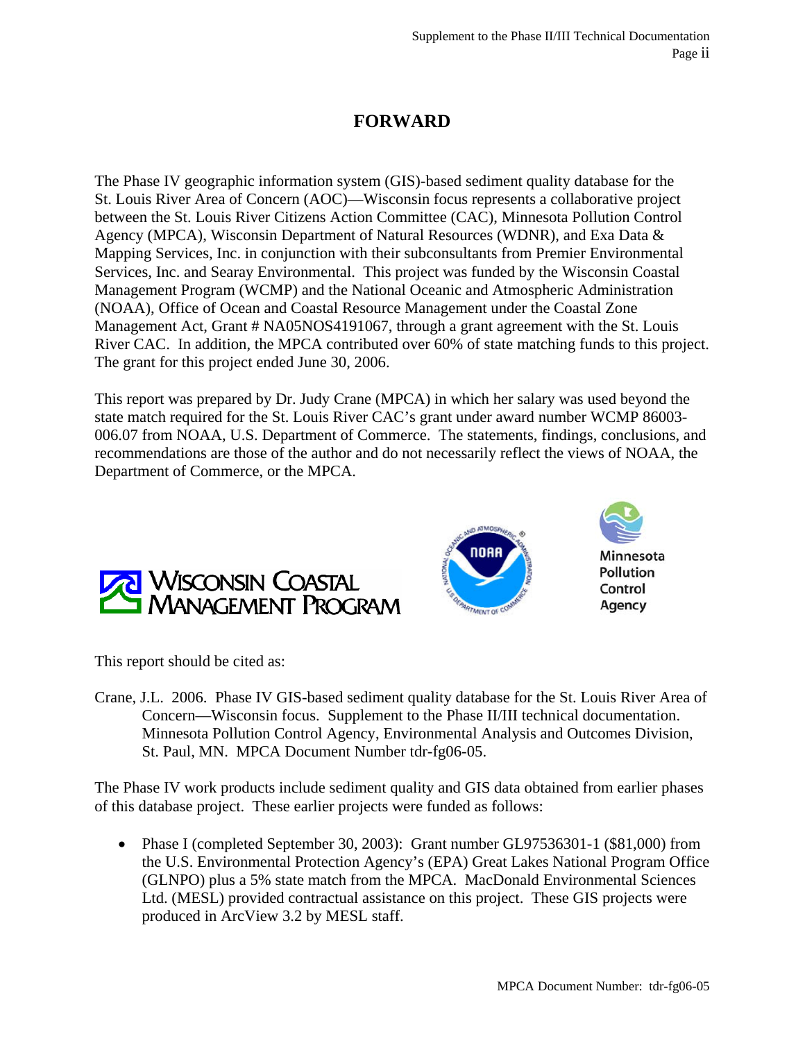# FORWARD

The Phase IV geographic information system (GIS)-based sediment quality database for the St. Louis River Area of Concern (AOC)—Wisconsin focus represents a collaborative project between the St. Louis River Citizens Action Committee (CAC), Minnesota Pollution Control Agency (MPCA), Wisconsin Department of Natural Resources (WDNR), and Exa Data & Mapping Services, Inc. in conjunction with their subconsultants from Premier Environmental Services, Inc. and Searay Environmental. This project was funded by the Wisconsin Coastal Management Program (WCMP) and the National Oceanic and Atmospheric Administration (NOAA), Office of Ocean and Coastal Resource Management under the Coastal Zone Management Act, Grant # NA05NOS4191067, through a grant agreement with the St. Louis River CAC. In addition, the MPCA contributed over 60% of state matching funds to this project. The grant for this project ended June 30, 2006.

This report was prepared by Dr. Judy Crane (MPCA) in which her salary was used beyond the state match required for the St. Louis River CAC's grant under award number WCMP 86003-006.07 from NOAA, U.S. Department of Commerce. The statements, findings, conclusions, and recommendations are those of the author and do not necessarily reflect the views of NOAA, the Department of Commerce, or the MPCA.

This report should be cited as:

Crane, J.L. 2006. Phase IV GIS-based sediment quality database for the St. Louis River Area of Concern—Wisconsin focus. Supplement to the Phase II/III technical documentation. Minnesota Pollution Control Agency, Environmental Analysis and Outcomes Division, St. Paul, MN. MPCA Document Number tdr-fg06-05.

The Phase IV work products include sediment quality and GIS data obtained from earlier phases of this database project. These earlier projects were funded as follows:

- Phase I (completed September 30, 2003): Grant number GL97536301-1 ($81,000) from the U.S. Environmental Protection Agency's (EPA) Great Lakes National Program Office (GLNPO) plus a 5% state match from the MPCA. MacDonald Environmental Sciences Ltd. (MESL) provided contractual assistance on this project. These GIS projects were produced in ArcView 3.2 by MESL staff.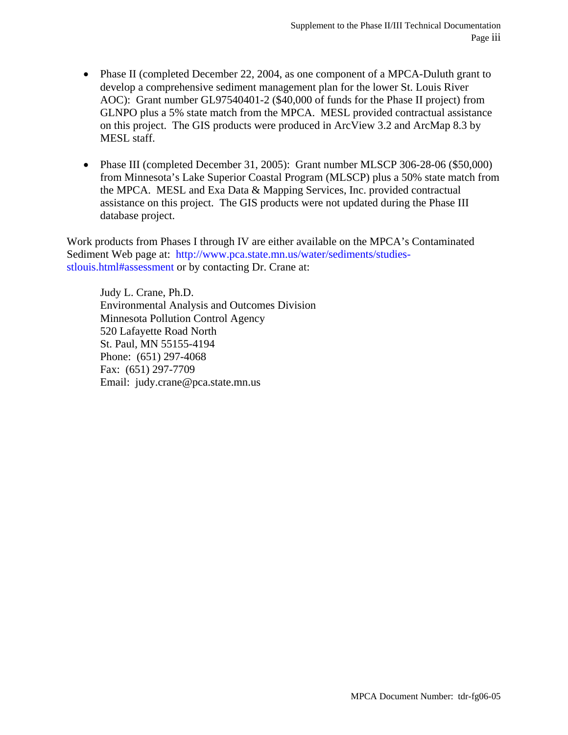- Phase II (completed December 22, 2004, as one component of a MPCA-Duluth grant to develop a comprehensive sediment management plan for the lower St. Louis River AOC): Grant number GL97540401-2 ($40,000 of funds for the Phase II project) from GLNPO plus a 5% state match from the MPCA. MESL provided contractual assistance on this project. The GIS products were produced in ArcView 3.2 and ArcMap 8.3 by MESL staff.

- Phase III (completed December 31, 2005): Grant number MLSCP 306-28-06 ($50,000) from Minnesota's Lake Superior Coastal Program (MLSCP) plus a 50% state match from the MPCA. MESL and Exa Data & Mapping Services, Inc. provided contractual assistance on this project. The GIS products were not updated during the Phase III database project.

Work products from Phases I through IV are either available on the MPCA's Contaminated Sediment Web page at: http://www.pca.state.mn.us/water/sediments/studies-stlouis.html#assessment or by contacting Dr. Crane at:

Judy L. Crane, Ph.D.
Environmental Analysis and Outcomes Division
Minnesota Pollution Control Agency
520 Lafayette Road North
St. Paul, MN 55155-4194
Phone: (651) 297-4068
Fax: (651) 297-7709
Email: judy.crane@pca.state.mn.us

MPCA Document Number: tdr-fg06-05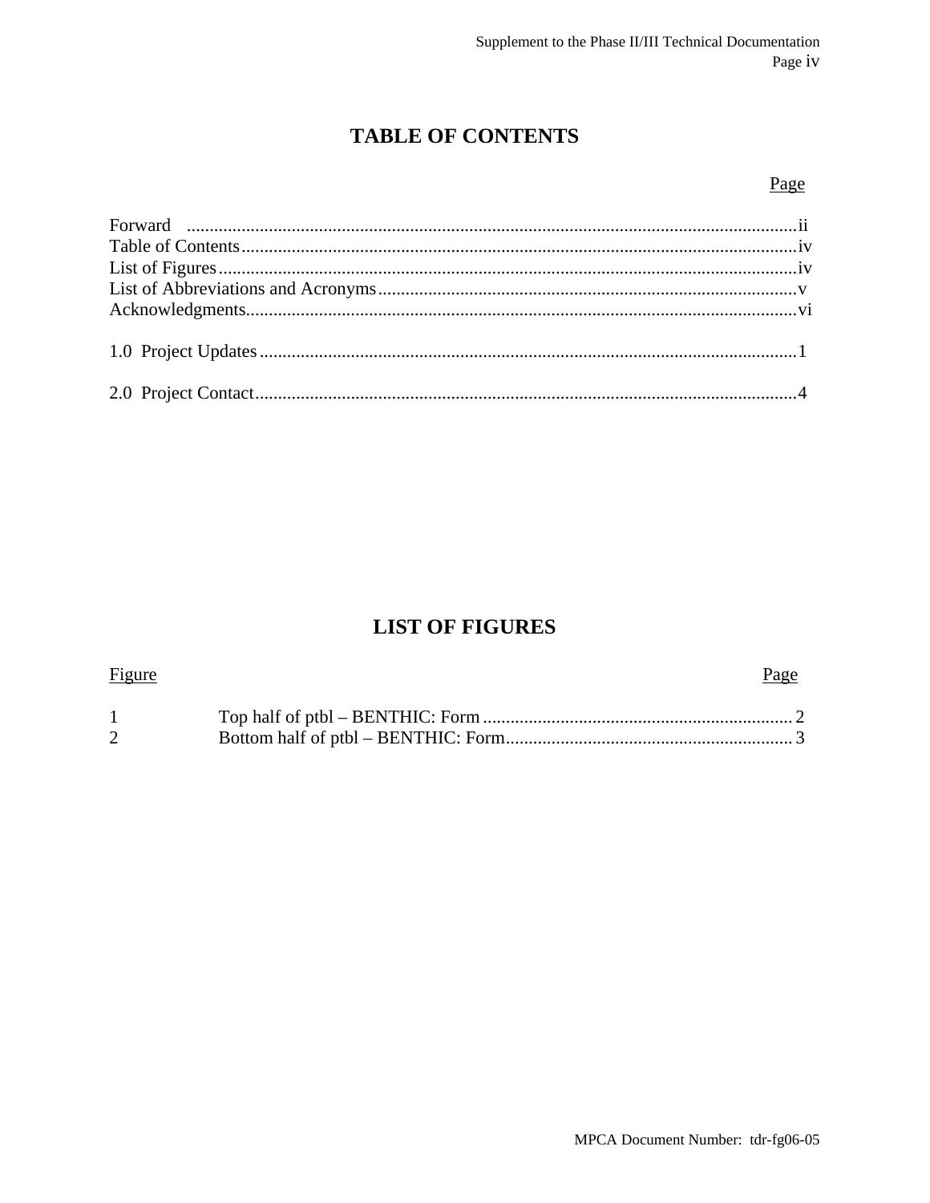# TABLE OF CONTENTS

| | Page |
|---|---|
| Forward | ii |
| Table of Contents | iv |
| List of Figures | iv |
| List of Abbreviations and Acronyms | v |
| Acknowledgments | vi |
| 1.0 Project Updates | 1 |
| 2.0 Project Contact | 4 |

# LIST OF FIGURES

| Figure | | Page |
|---|---|---|
| 1 | Top half of ptbl – BENTHIC: Form | 2 |
| 2 | Bottom half of ptbl – BENTHIC: Form | 3 |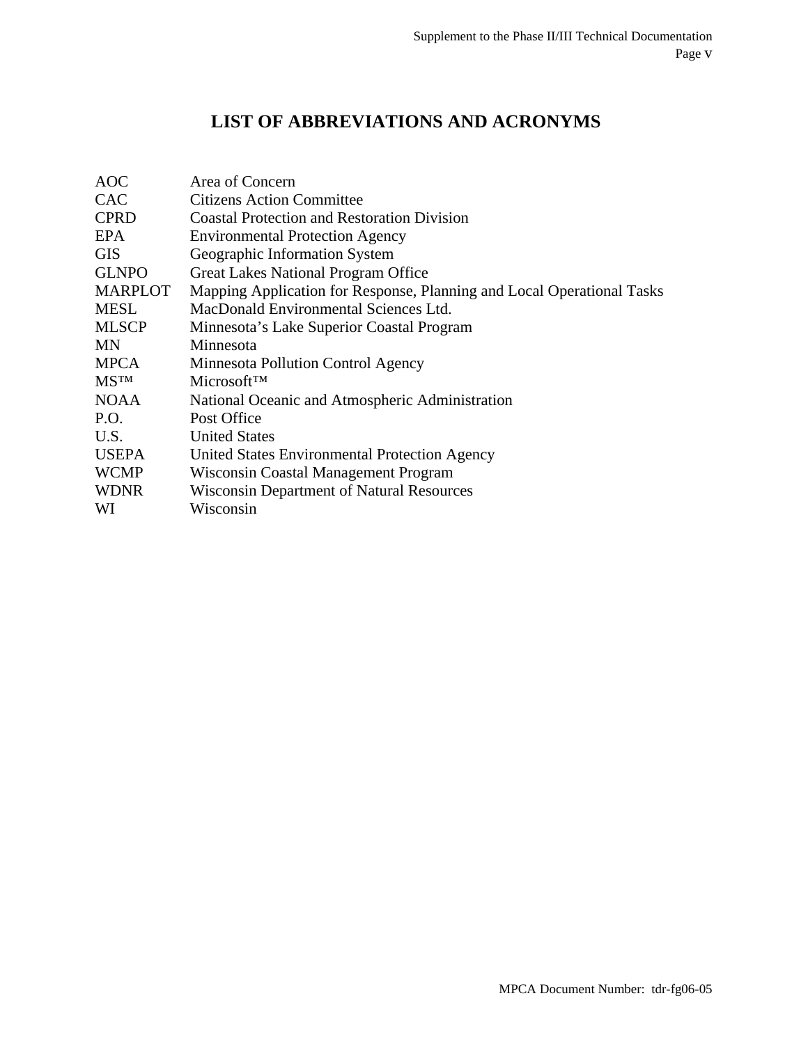# LIST OF ABBREVIATIONS AND ACRONYMS

| | |
|---|---|
| AOC | Area of Concern |
| CAC | Citizens Action Committee |
| CPRD | Coastal Protection and Restoration Division |
| EPA | Environmental Protection Agency |
| GIS | Geographic Information System |
| GLNPO | Great Lakes National Program Office |
| MARPLOT | Mapping Application for Response, Planning and Local Operational Tasks |
| MESL | MacDonald Environmental Sciences Ltd. |
| MLSCP | Minnesota's Lake Superior Coastal Program |
| MN | Minnesota |
| MPCA | Minnesota Pollution Control Agency |
| MS™ | Microsoft™ |
| NOAA | National Oceanic and Atmospheric Administration |
| P.O. | Post Office |
| U.S. | United States |
| USEPA | United States Environmental Protection Agency |
| WCMP | Wisconsin Coastal Management Program |
| WDNR | Wisconsin Department of Natural Resources |
| WI | Wisconsin |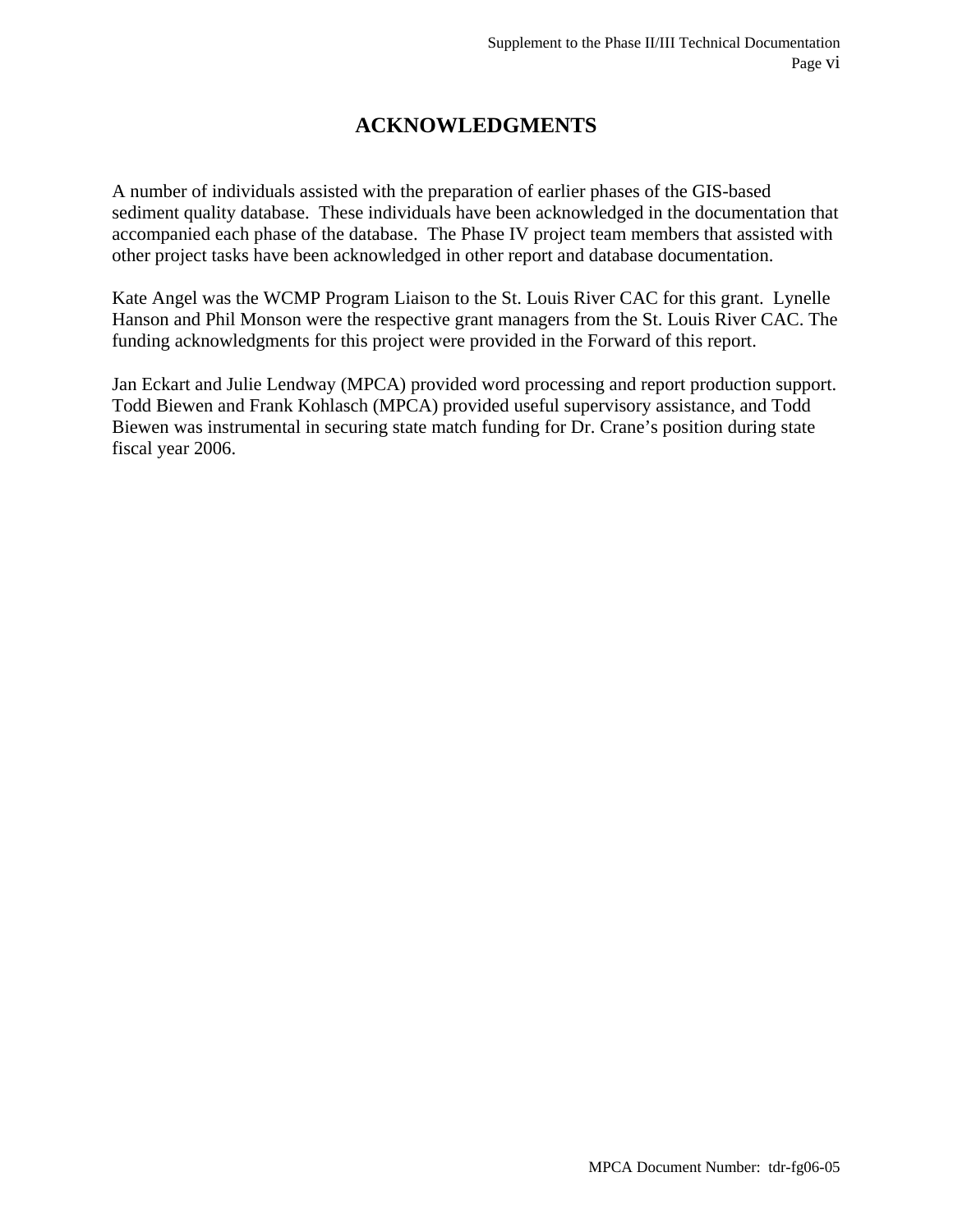# ACKNOWLEDGMENTS

A number of individuals assisted with the preparation of earlier phases of the GIS-based sediment quality database. These individuals have been acknowledged in the documentation that accompanied each phase of the database. The Phase IV project team members that assisted with other project tasks have been acknowledged in other report and database documentation.

Kate Angel was the WCMP Program Liaison to the St. Louis River CAC for this grant. Lynelle Hanson and Phil Monson were the respective grant managers from the St. Louis River CAC. The funding acknowledgments for this project were provided in the Forward of this report.

Jan Eckart and Julie Lendway (MPCA) provided word processing and report production support. Todd Biewen and Frank Kohlasch (MPCA) provided useful supervisory assistance, and Todd Biewen was instrumental in securing state match funding for Dr. Crane's position during state fiscal year 2006.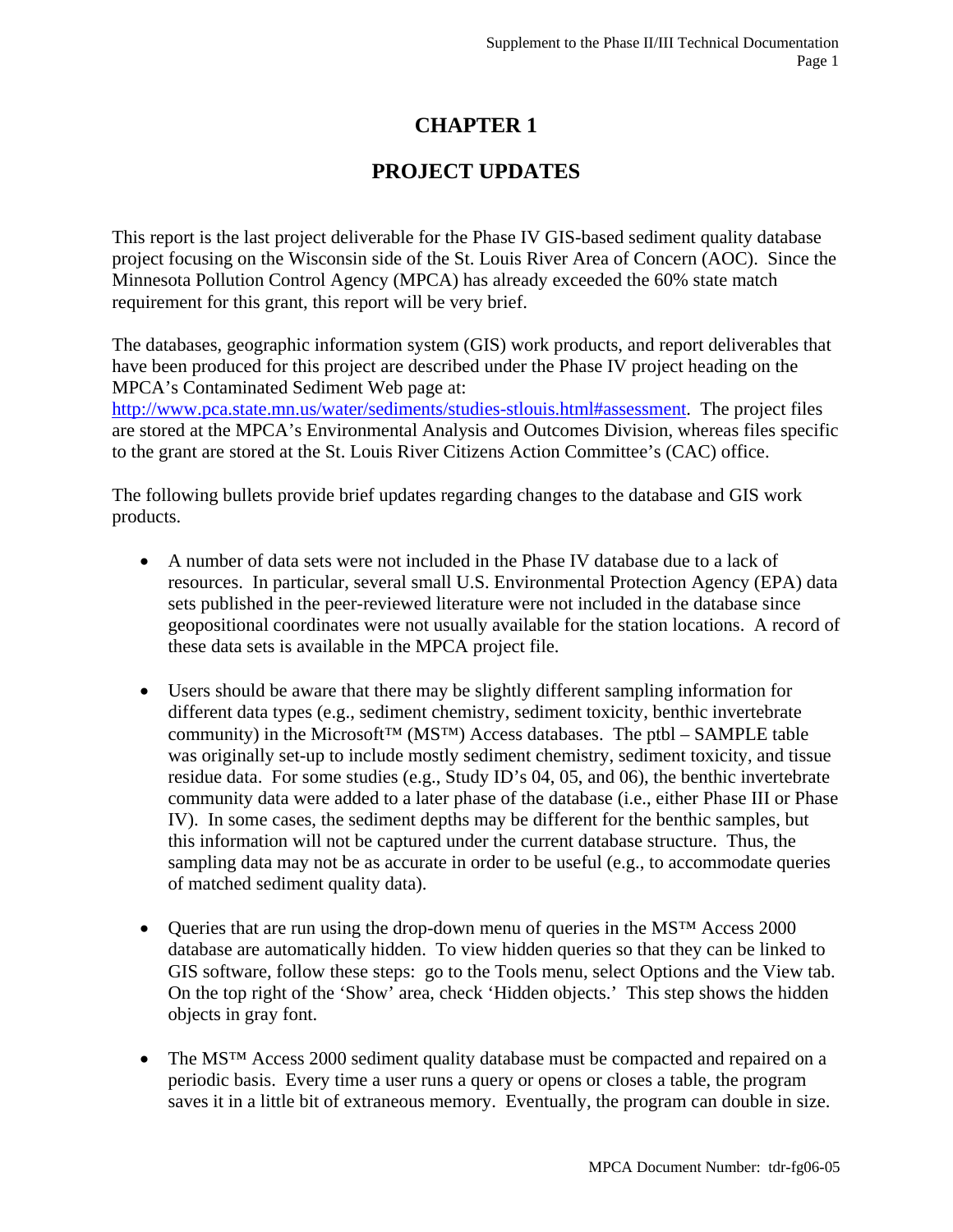# CHAPTER 1

# PROJECT UPDATES

This report is the last project deliverable for the Phase IV GIS-based sediment quality database project focusing on the Wisconsin side of the St. Louis River Area of Concern (AOC). Since the Minnesota Pollution Control Agency (MPCA) has already exceeded the 60% state match requirement for this grant, this report will be very brief.

The databases, geographic information system (GIS) work products, and report deliverables that have been produced for this project are described under the Phase IV project heading on the MPCA's Contaminated Sediment Web page at: [http://www.pca.state.mn.us/water/sediments/studies-stlouis.html#assessment](http://www.pca.state.mn.us/water/sediments/studies-stlouis.html#assessment). The project files are stored at the MPCA's Environmental Analysis and Outcomes Division, whereas files specific to the grant are stored at the St. Louis River Citizens Action Committee's (CAC) office.

The following bullets provide brief updates regarding changes to the database and GIS work products.

- A number of data sets were not included in the Phase IV database due to a lack of resources. In particular, several small U.S. Environmental Protection Agency (EPA) data sets published in the peer-reviewed literature were not included in the database since geopositional coordinates were not usually available for the station locations. A record of these data sets is available in the MPCA project file.

- Users should be aware that there may be slightly different sampling information for different data types (e.g., sediment chemistry, sediment toxicity, benthic invertebrate community) in the Microsoft™ (MS™) Access databases. The ptbl – SAMPLE table was originally set-up to include mostly sediment chemistry, sediment toxicity, and tissue residue data. For some studies (e.g., Study ID's 04, 05, and 06), the benthic invertebrate community data were added to a later phase of the database (i.e., either Phase III or Phase IV). In some cases, the sediment depths may be different for the benthic samples, but this information will not be captured under the current database structure. Thus, the sampling data may not be as accurate in order to be useful (e.g., to accommodate queries of matched sediment quality data).

- Queries that are run using the drop-down menu of queries in the MS™ Access 2000 database are automatically hidden. To view hidden queries so that they can be linked to GIS software, follow these steps: go to the Tools menu, select Options and the View tab. On the top right of the 'Show' area, check 'Hidden objects.' This step shows the hidden objects in gray font.

- The MS™ Access 2000 sediment quality database must be compacted and repaired on a periodic basis. Every time a user runs a query or opens or closes a table, the program saves it in a little bit of extraneous memory. Eventually, the program can double in size.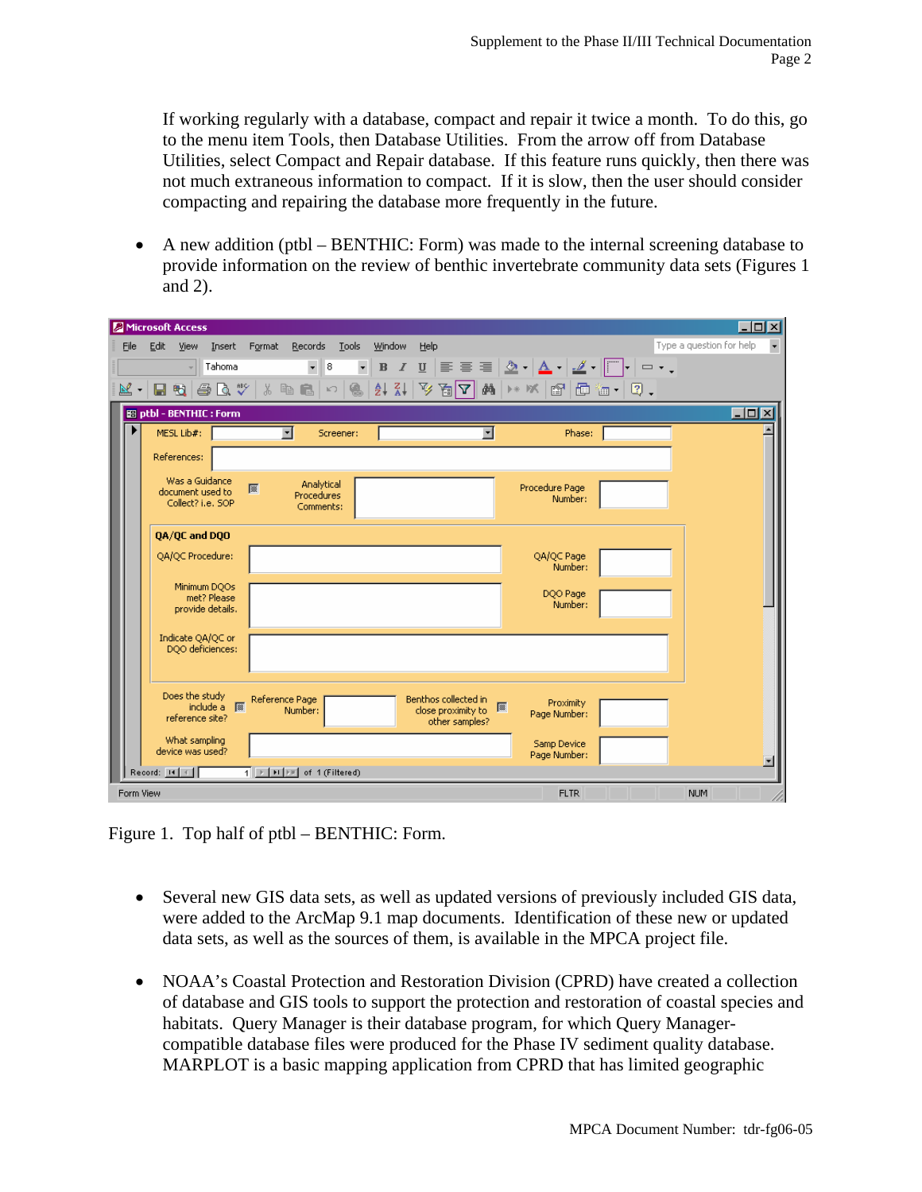If working regularly with a database, compact and repair it twice a month. To do this, go to the menu item Tools, then Database Utilities. From the arrow off from Database Utilities, select Compact and Repair database. If this feature runs quickly, then there was not much extraneous information to compact. If it is slow, then the user should consider compacting and repairing the database more frequently in the future.

- A new addition (ptbl – BENTHIC: Form) was made to the internal screening database to provide information on the review of benthic invertebrate community data sets (Figures 1 and 2).

Figure 1. Top half of ptbl – BENTHIC: Form.

- Several new GIS data sets, as well as updated versions of previously included GIS data, were added to the ArcMap 9.1 map documents. Identification of these new or updated data sets, as well as the sources of them, is available in the MPCA project file.

- NOAA's Coastal Protection and Restoration Division (CPRD) have created a collection of database and GIS tools to support the protection and restoration of coastal species and habitats. Query Manager is their database program, for which Query Manager-compatible database files were produced for the Phase IV sediment quality database. MARPLOT is a basic mapping application from CPRD that has limited geographic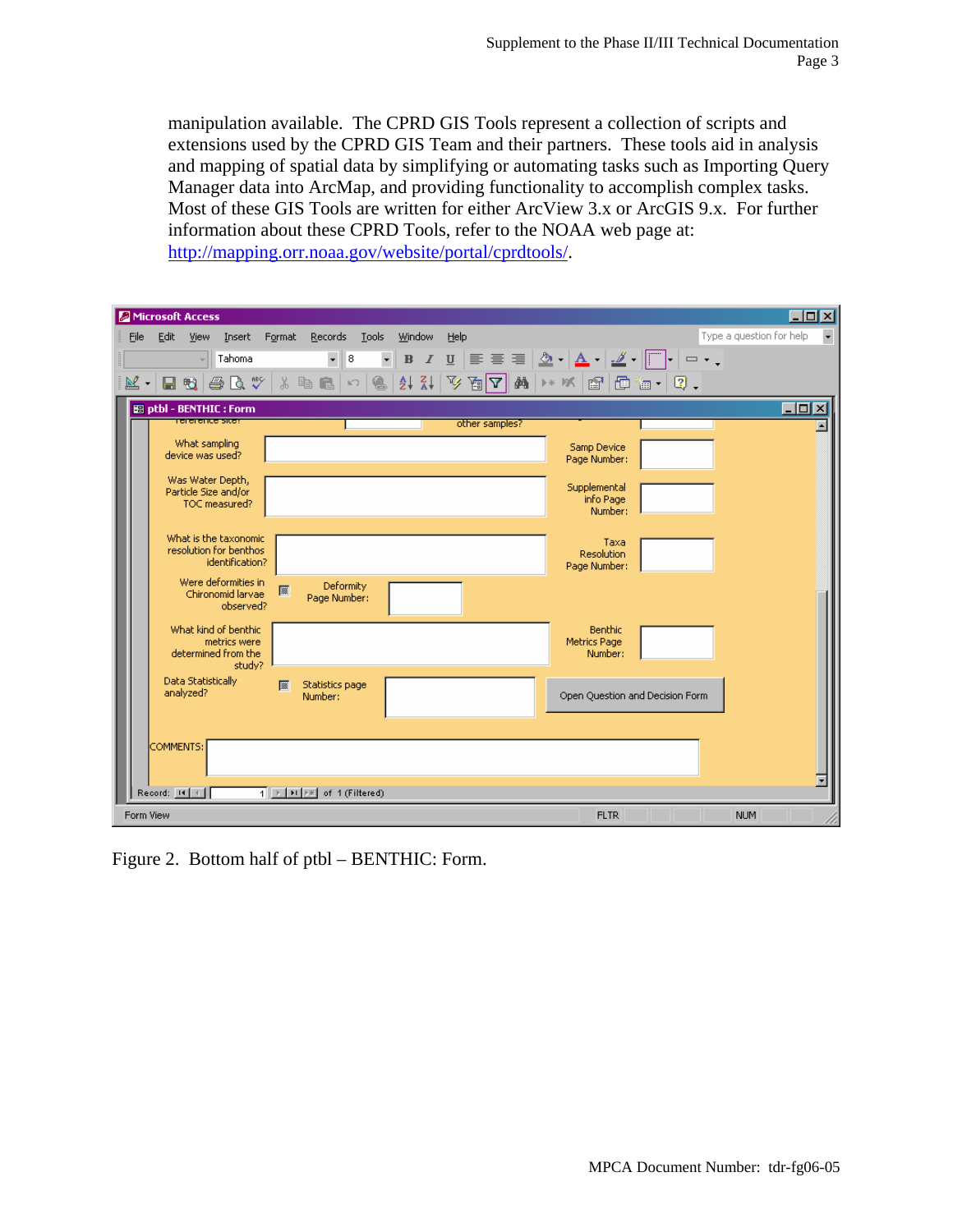manipulation available. The CPRD GIS Tools represent a collection of scripts and extensions used by the CPRD GIS Team and their partners. These tools aid in analysis and mapping of spatial data by simplifying or automating tasks such as Importing Query Manager data into ArcMap, and providing functionality to accomplish complex tasks. Most of these GIS Tools are written for either ArcView 3.x or ArcGIS 9.x. For further information about these CPRD Tools, refer to the NOAA web page at: http://mapping.orr.noaa.gov/website/portal/cprdtools/.

Figure 2. Bottom half of ptbl – BENTHIC: Form.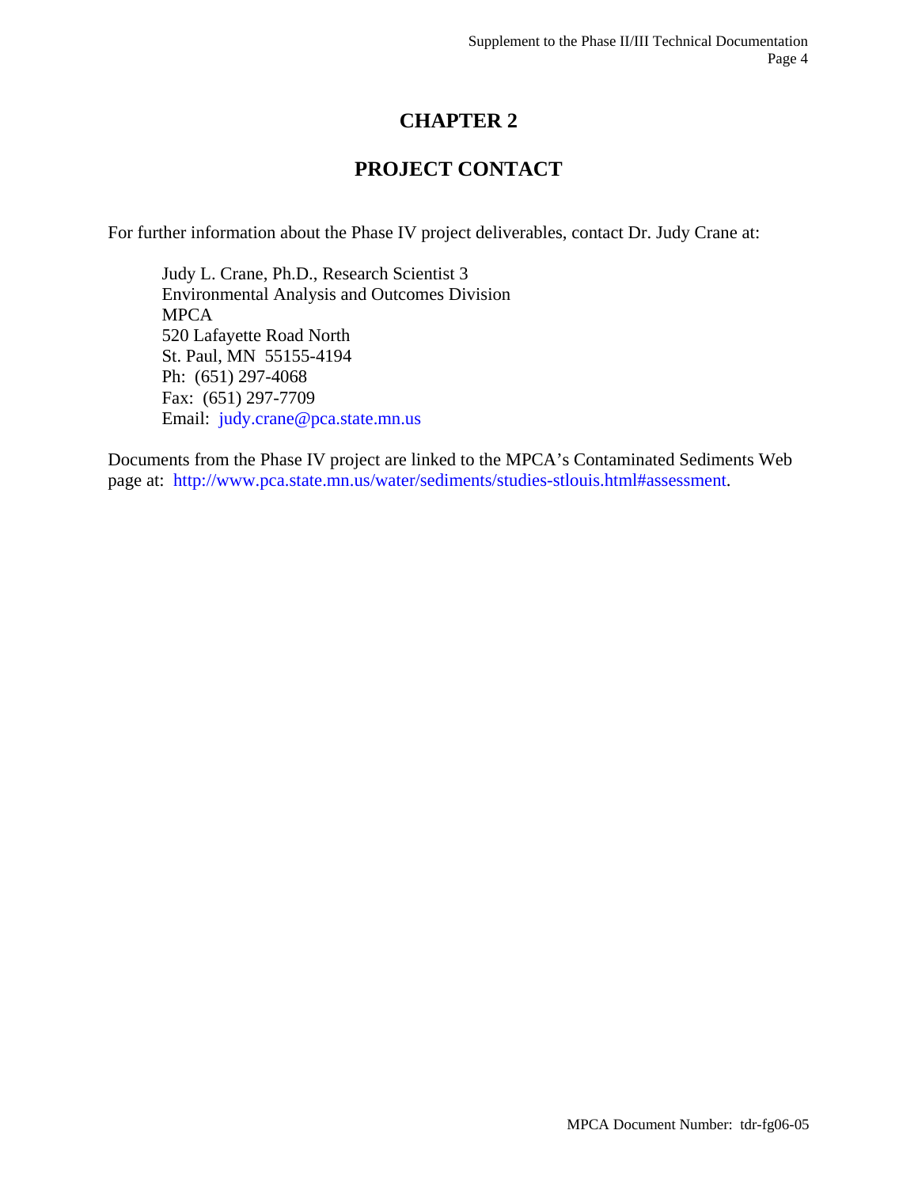# CHAPTER 2

# PROJECT CONTACT

For further information about the Phase IV project deliverables, contact Dr. Judy Crane at:

Judy L. Crane, Ph.D., Research Scientist 3
Environmental Analysis and Outcomes Division
MPCA
520 Lafayette Road North
St. Paul, MN 55155-4194
Ph: (651) 297-4068
Fax: (651) 297-7709
Email: judy.crane@pca.state.mn.us

Documents from the Phase IV project are linked to the MPCA's Contaminated Sediments Web page at: http://www.pca.state.mn.us/water/sediments/studies-stlouis.html#assessment.